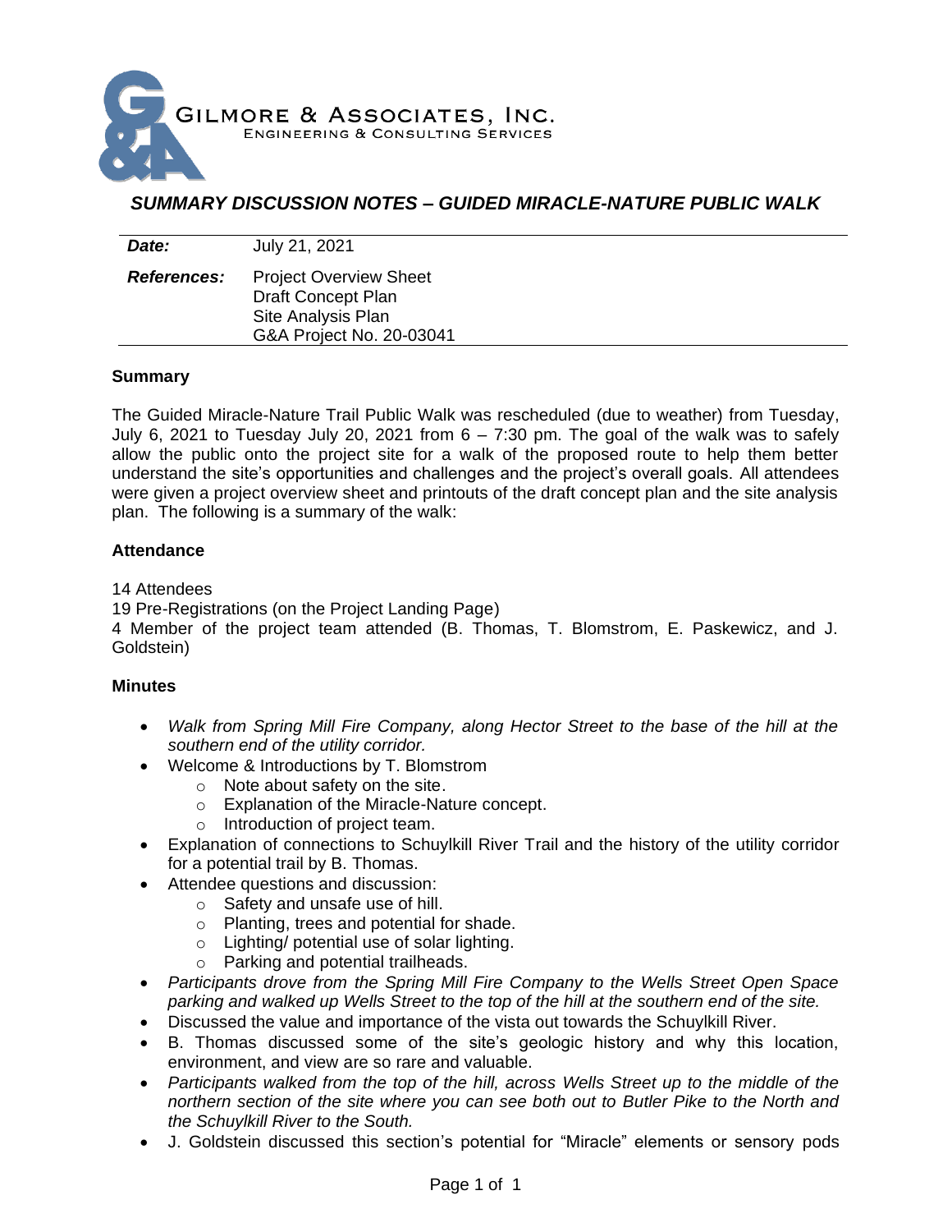GILMORE & ASSOCIATES, INC.
ENGINEERING & CONSULTING SERVICES

# *SUMMARY DISCUSSION NOTES – GUIDED MIRACLE-NATURE PUBLIC WALK*

| | |
|---|---|
| ***Date:*** | July 21, 2021 |
| ***References:*** | Project Overview Sheet<br>Draft Concept Plan<br>Site Analysis Plan<br>G&A Project No. 20-03041 |

**Summary**

The Guided Miracle-Nature Trail Public Walk was rescheduled (due to weather) from Tuesday, July 6, 2021 to Tuesday July 20, 2021 from 6 – 7:30 pm. The goal of the walk was to safely allow the public onto the project site for a walk of the proposed route to help them better understand the site's opportunities and challenges and the project's overall goals. All attendees were given a project overview sheet and printouts of the draft concept plan and the site analysis plan. The following is a summary of the walk:

**Attendance**

14 Attendees
19 Pre-Registrations (on the Project Landing Page)
4 Member of the project team attended (B. Thomas, T. Blomstrom, E. Paskewicz, and J. Goldstein)

**Minutes**

- *Walk from Spring Mill Fire Company, along Hector Street to the base of the hill at the southern end of the utility corridor.*
- Welcome & Introductions by T. Blomstrom
    - Note about safety on the site.
    - Explanation of the Miracle-Nature concept.
    - Introduction of project team.
- Explanation of connections to Schuylkill River Trail and the history of the utility corridor for a potential trail by B. Thomas.
- Attendee questions and discussion:
    - Safety and unsafe use of hill.
    - Planting, trees and potential for shade.
    - Lighting/ potential use of solar lighting.
    - Parking and potential trailheads.
- *Participants drove from the Spring Mill Fire Company to the Wells Street Open Space parking and walked up Wells Street to the top of the hill at the southern end of the site.*
- Discussed the value and importance of the vista out towards the Schuylkill River.
- B. Thomas discussed some of the site's geologic history and why this location, environment, and view are so rare and valuable.
- *Participants walked from the top of the hill, across Wells Street up to the middle of the northern section of the site where you can see both out to Butler Pike to the North and the Schuylkill River to the South.*
- J. Goldstein discussed this section's potential for "Miracle" elements or sensory pods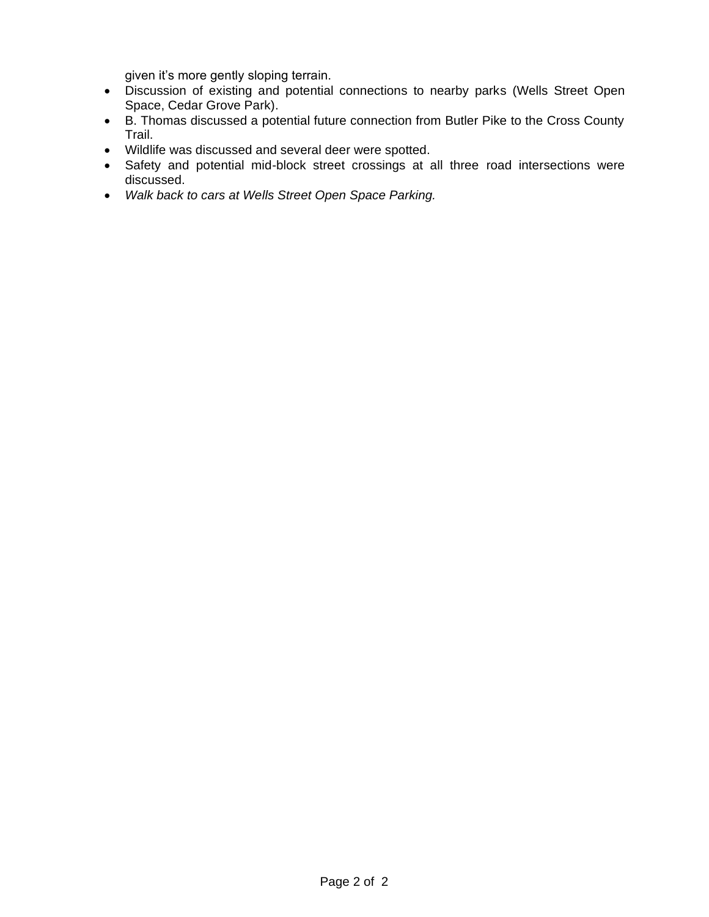given it's more gently sloping terrain.

- Discussion of existing and potential connections to nearby parks (Wells Street Open Space, Cedar Grove Park).
- B. Thomas discussed a potential future connection from Butler Pike to the Cross County Trail.
- Wildlife was discussed and several deer were spotted.
- Safety and potential mid-block street crossings at all three road intersections were discussed.
- *Walk back to cars at Wells Street Open Space Parking.*